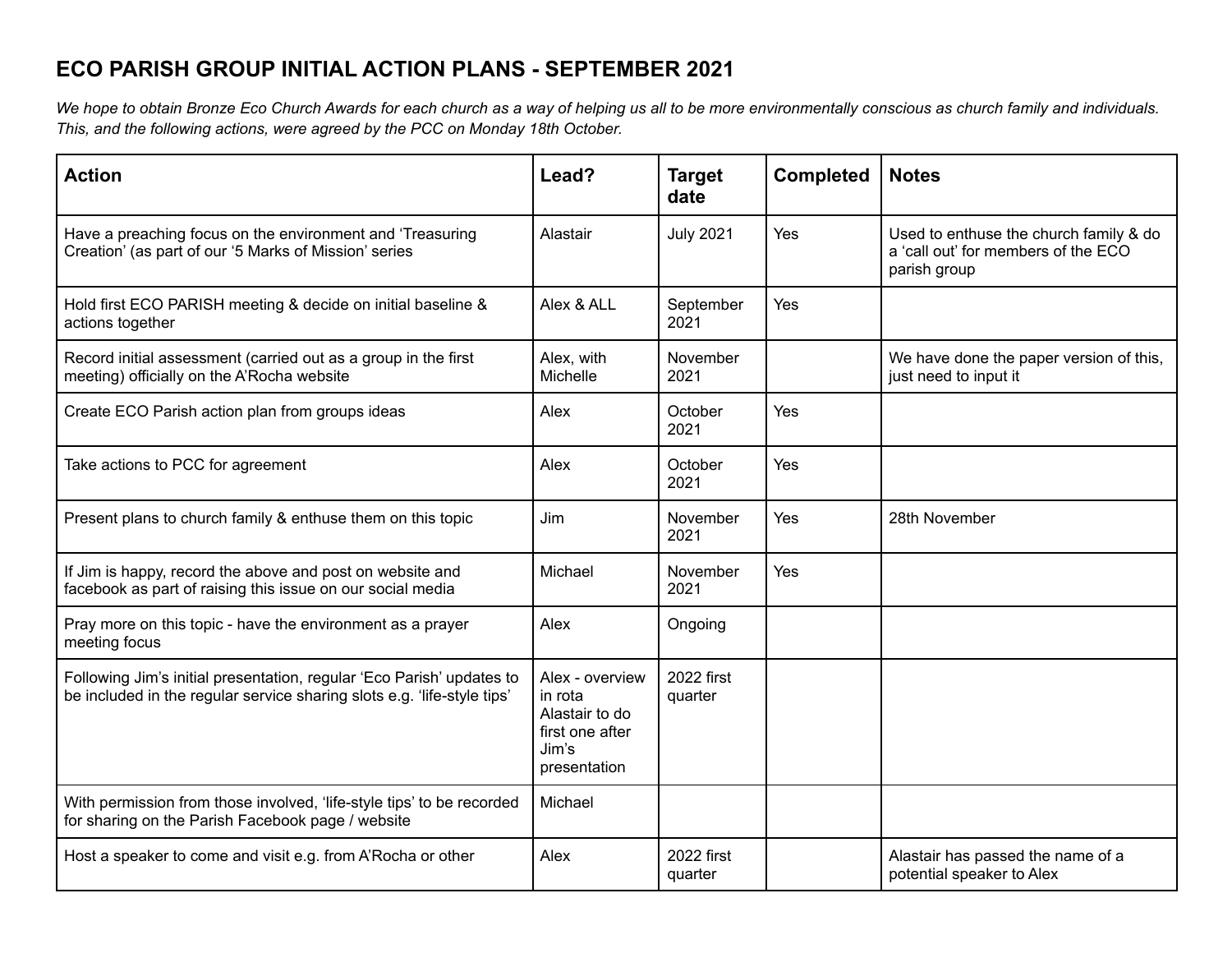# ECO PARISH GROUP INITIAL ACTION PLANS - SEPTEMBER 2021

*We hope to obtain Bronze Eco Church Awards for each church as a way of helping us all to be more environmentally conscious as church family and individuals. This, and the following actions, were agreed by the PCC on Monday 18th October.*

| Action | Lead? | Target date | Completed | Notes |
|---|---|---|---|---|
| Have a preaching focus on the environment and 'Treasuring Creation' (as part of our '5 Marks of Mission' series | Alastair | July 2021 | Yes | Used to enthuse the church family & do a 'call out' for members of the ECO parish group |
| Hold first ECO PARISH meeting & decide on initial baseline & actions together | Alex & ALL | September 2021 | Yes | |
| Record initial assessment (carried out as a group in the first meeting) officially on the A'Rocha website | Alex, with Michelle | November 2021 | | We have done the paper version of this, just need to input it |
| Create ECO Parish action plan from groups ideas | Alex | October 2021 | Yes | |
| Take actions to PCC for agreement | Alex | October 2021 | Yes | |
| Present plans to church family & enthuse them on this topic | Jim | November 2021 | Yes | 28th November |
| If Jim is happy, record the above and post on website and facebook as part of raising this issue on our social media | Michael | November 2021 | Yes | |
| Pray more on this topic - have the environment as a prayer meeting focus | Alex | Ongoing | | |
| Following Jim's initial presentation, regular 'Eco Parish' updates to be included in the regular service sharing slots e.g. 'life-style tips' | Alex - overview in rota Alastair to do first one after Jim's presentation | 2022 first quarter | | |
| With permission from those involved, 'life-style tips' to be recorded for sharing on the Parish Facebook page / website | Michael | | | |
| Host a speaker to come and visit e.g. from A'Rocha or other | Alex | 2022 first quarter | | Alastair has passed the name of a potential speaker to Alex |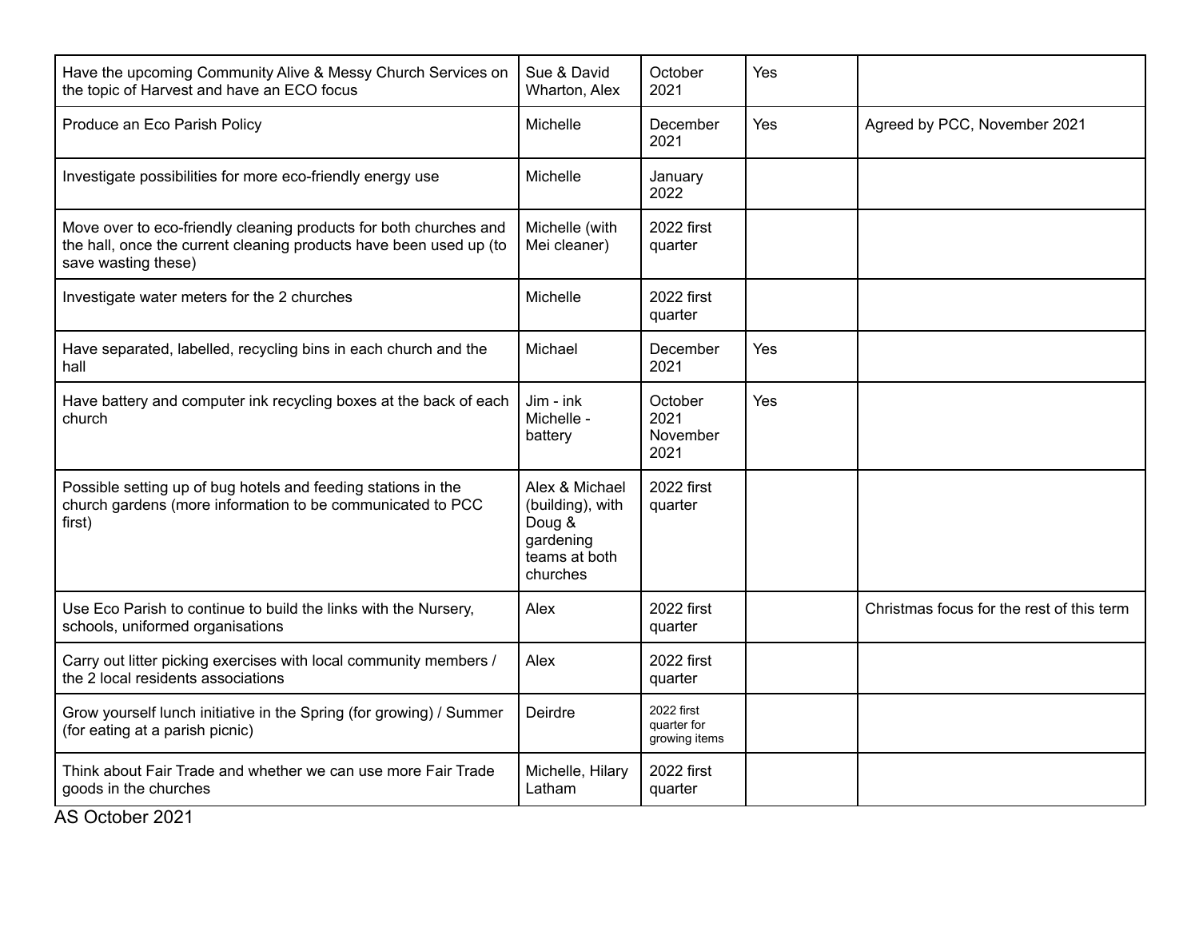| | | | | |
|---|---|---|---|---|
| Have the upcoming Community Alive & Messy Church Services on the topic of Harvest and have an ECO focus | Sue & David Wharton, Alex | October 2021 | Yes | |
| Produce an Eco Parish Policy | Michelle | December 2021 | Yes | Agreed by PCC, November 2021 |
| Investigate possibilities for more eco-friendly energy use | Michelle | January 2022 | | |
| Move over to eco-friendly cleaning products for both churches and the hall, once the current cleaning products have been used up (to save wasting these) | Michelle (with Mei cleaner) | 2022 first quarter | | |
| Investigate water meters for the 2 churches | Michelle | 2022 first quarter | | |
| Have separated, labelled, recycling bins in each church and the hall | Michael | December 2021 | Yes | |
| Have battery and computer ink recycling boxes at the back of each church | Jim - ink Michelle - battery | October 2021 November 2021 | Yes | |
| Possible setting up of bug hotels and feeding stations in the church gardens (more information to be communicated to PCC first) | Alex & Michael (building), with Doug & gardening teams at both churches | 2022 first quarter | | |
| Use Eco Parish to continue to build the links with the Nursery, schools, uniformed organisations | Alex | 2022 first quarter | | Christmas focus for the rest of this term |
| Carry out litter picking exercises with local community members / the 2 local residents associations | Alex | 2022 first quarter | | |
| Grow yourself lunch initiative in the Spring (for growing) / Summer (for eating at a parish picnic) | Deirdre | 2022 first quarter for growing items | | |
| Think about Fair Trade and whether we can use more Fair Trade goods in the churches | Michelle, Hilary Latham | 2022 first quarter | | |

AS October 2021